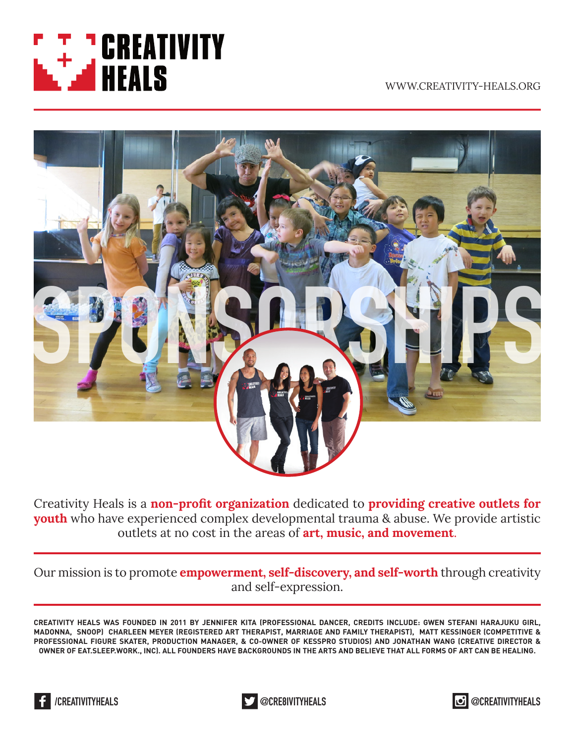# CREATIVITY HEALS

WWW.CREATIVITY-HEALS.ORG

# SPONSORSHIPS

Creativity Heals is a **non-profit organization** dedicated to **providing creative outlets for youth** who have experienced complex developmental trauma & abuse. We provide artistic outlets at no cost in the areas of **art, music, and movement**.

---

Our mission is to promote **empowerment, self-discovery, and self-worth** through creativity and self-expression.

---

CREATIVITY HEALS WAS FOUNDED IN 2011 BY JENNIFER KITA (PROFESSIONAL DANCER, CREDITS INCLUDE: GWEN STEFANI HARAJUKU GIRL, MADONNA, SNOOP) CHARLEEN MEYER (REGISTERED ART THERAPIST, MARRIAGE AND FAMILY THERAPIST), MATT KESSINGER (COMPETITIVE & PROFESSIONAL FIGURE SKATER, PRODUCTION MANAGER, & CO-OWNER OF KESSPRO STUDIOS) AND JONATHAN WANG (CREATIVE DIRECTOR & OWNER OF EAT.SLEEP.WORK., INC). ALL FOUNDERS HAVE BACKGROUNDS IN THE ARTS AND BELIEVE THAT ALL FORMS OF ART CAN BE HEALING.

/CREATIVITYHEALS &nbsp;&nbsp; @CRE8IVITYHEALS &nbsp;&nbsp; @CREATIVITYHEALS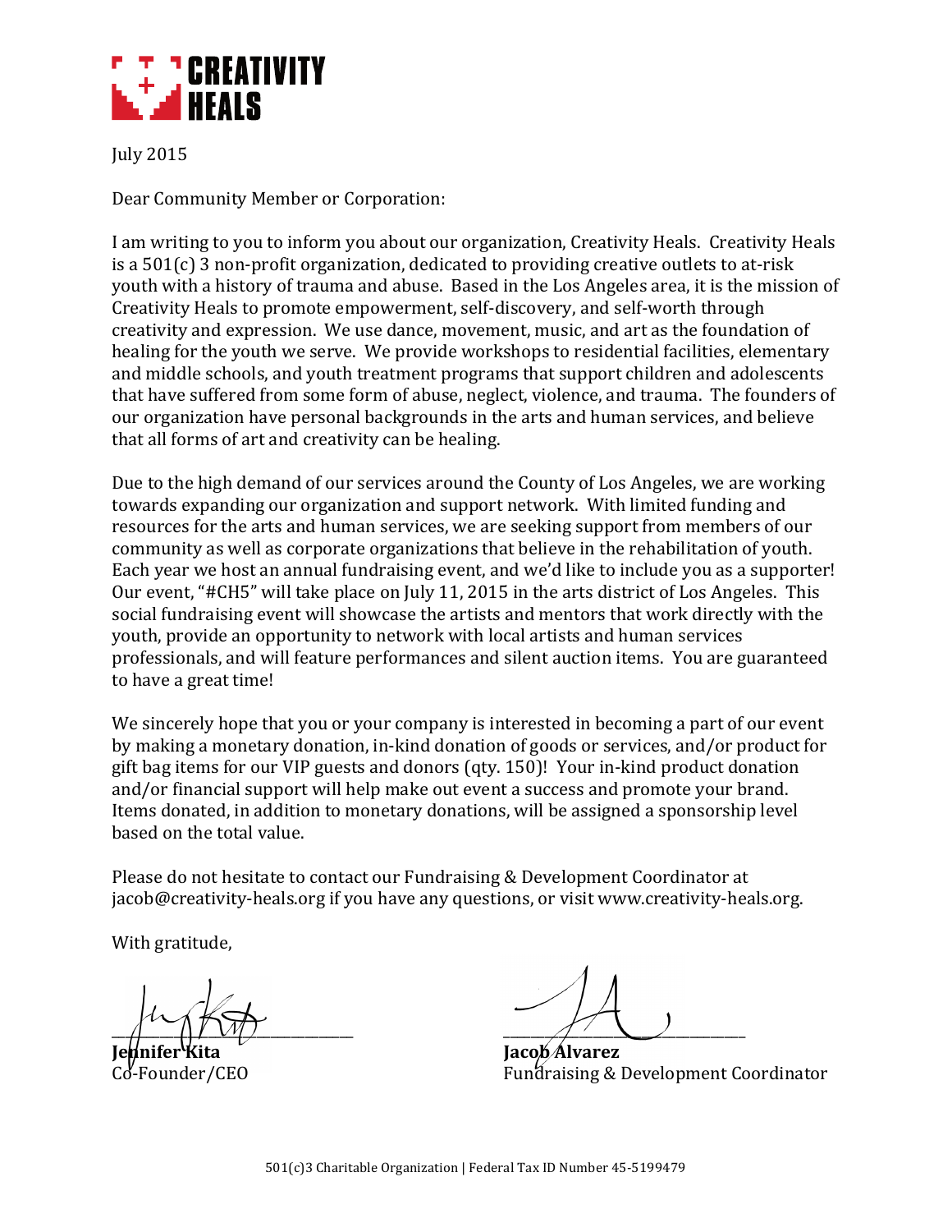**CREATIVITY HEALS**

July 2015

Dear Community Member or Corporation:

I am writing to you to inform you about our organization, Creativity Heals. Creativity Heals is a 501(c) 3 non-profit organization, dedicated to providing creative outlets to at-risk youth with a history of trauma and abuse. Based in the Los Angeles area, it is the mission of Creativity Heals to promote empowerment, self-discovery, and self-worth through creativity and expression. We use dance, movement, music, and art as the foundation of healing for the youth we serve. We provide workshops to residential facilities, elementary and middle schools, and youth treatment programs that support children and adolescents that have suffered from some form of abuse, neglect, violence, and trauma. The founders of our organization have personal backgrounds in the arts and human services, and believe that all forms of art and creativity can be healing.

Due to the high demand of our services around the County of Los Angeles, we are working towards expanding our organization and support network. With limited funding and resources for the arts and human services, we are seeking support from members of our community as well as corporate organizations that believe in the rehabilitation of youth. Each year we host an annual fundraising event, and we'd like to include you as a supporter! Our event, "#CH5" will take place on July 11, 2015 in the arts district of Los Angeles. This social fundraising event will showcase the artists and mentors that work directly with the youth, provide an opportunity to network with local artists and human services professionals, and will feature performances and silent auction items. You are guaranteed to have a great time!

We sincerely hope that you or your company is interested in becoming a part of our event by making a monetary donation, in-kind donation of goods or services, and/or product for gift bag items for our VIP guests and donors (qty. 150)! Your in-kind product donation and/or financial support will help make out event a success and promote your brand. Items donated, in addition to monetary donations, will be assigned a sponsorship level based on the total value.

Please do not hesitate to contact our Fundraising & Development Coordinator at jacob@creativity-heals.org if you have any questions, or visit www.creativity-heals.org.

With gratitude,

**Jennifer Kita**
Co-Founder/CEO

**Jacob Alvarez**
Fundraising & Development Coordinator

501(c)3 Charitable Organization | Federal Tax ID Number 45-5199479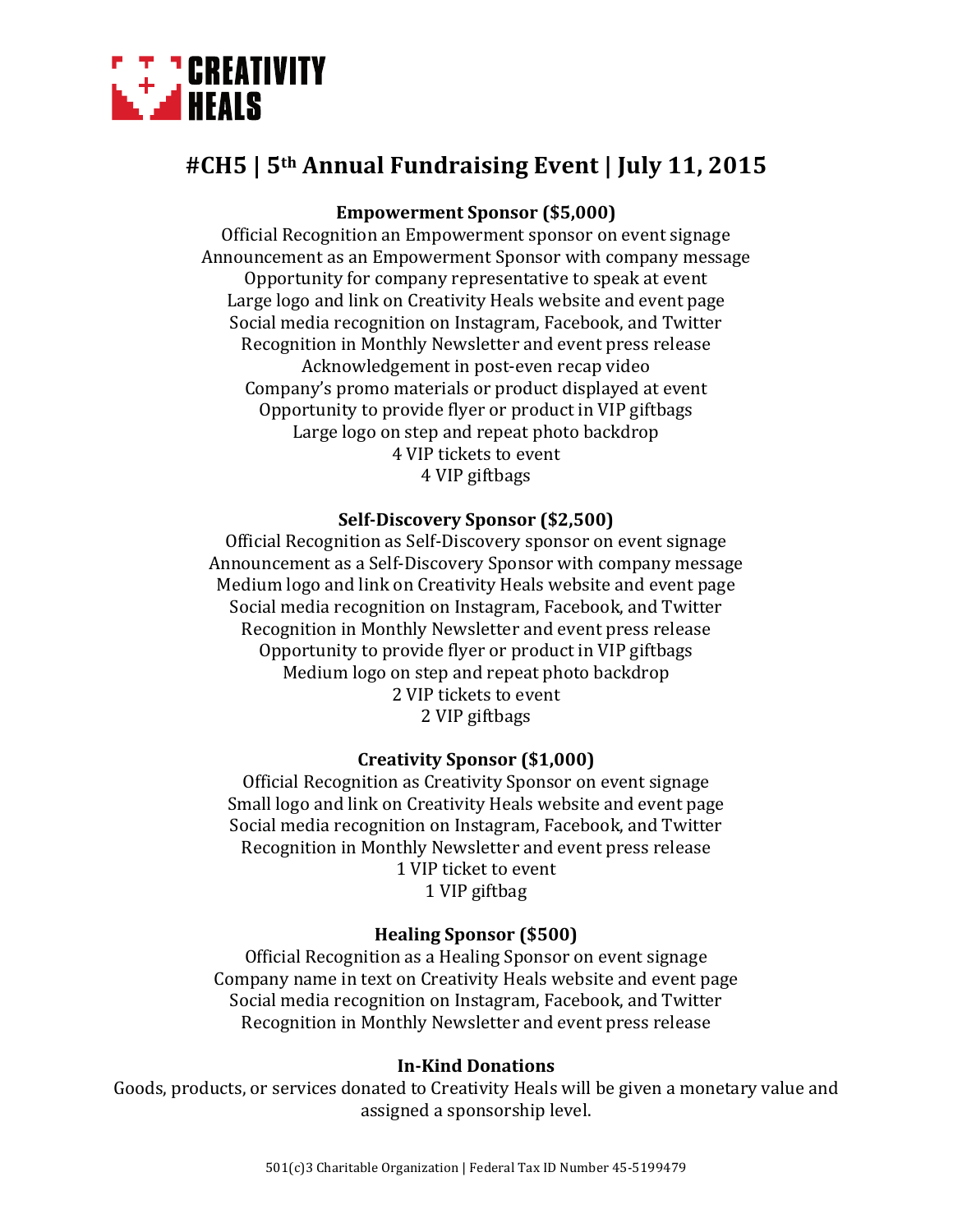# CREATIVITY HEALS

## #CH5 | 5th Annual Fundraising Event | July 11, 2015

**Empowerment Sponsor ($5,000)**

Official Recognition an Empowerment sponsor on event signage
Announcement as an Empowerment Sponsor with company message
Opportunity for company representative to speak at event
Large logo and link on Creativity Heals website and event page
Social media recognition on Instagram, Facebook, and Twitter
Recognition in Monthly Newsletter and event press release
Acknowledgement in post-even recap video
Company's promo materials or product displayed at event
Opportunity to provide flyer or product in VIP giftbags
Large logo on step and repeat photo backdrop
4 VIP tickets to event
4 VIP giftbags

**Self-Discovery Sponsor ($2,500)**

Official Recognition as Self-Discovery sponsor on event signage
Announcement as a Self-Discovery Sponsor with company message
Medium logo and link on Creativity Heals website and event page
Social media recognition on Instagram, Facebook, and Twitter
Recognition in Monthly Newsletter and event press release
Opportunity to provide flyer or product in VIP giftbags
Medium logo on step and repeat photo backdrop
2 VIP tickets to event
2 VIP giftbags

**Creativity Sponsor ($1,000)**

Official Recognition as Creativity Sponsor on event signage
Small logo and link on Creativity Heals website and event page
Social media recognition on Instagram, Facebook, and Twitter
Recognition in Monthly Newsletter and event press release
1 VIP ticket to event
1 VIP giftbag

**Healing Sponsor ($500)**

Official Recognition as a Healing Sponsor on event signage
Company name in text on Creativity Heals website and event page
Social media recognition on Instagram, Facebook, and Twitter
Recognition in Monthly Newsletter and event press release

**In-Kind Donations**

Goods, products, or services donated to Creativity Heals will be given a monetary value and assigned a sponsorship level.

501(c)3 Charitable Organization | Federal Tax ID Number 45-5199479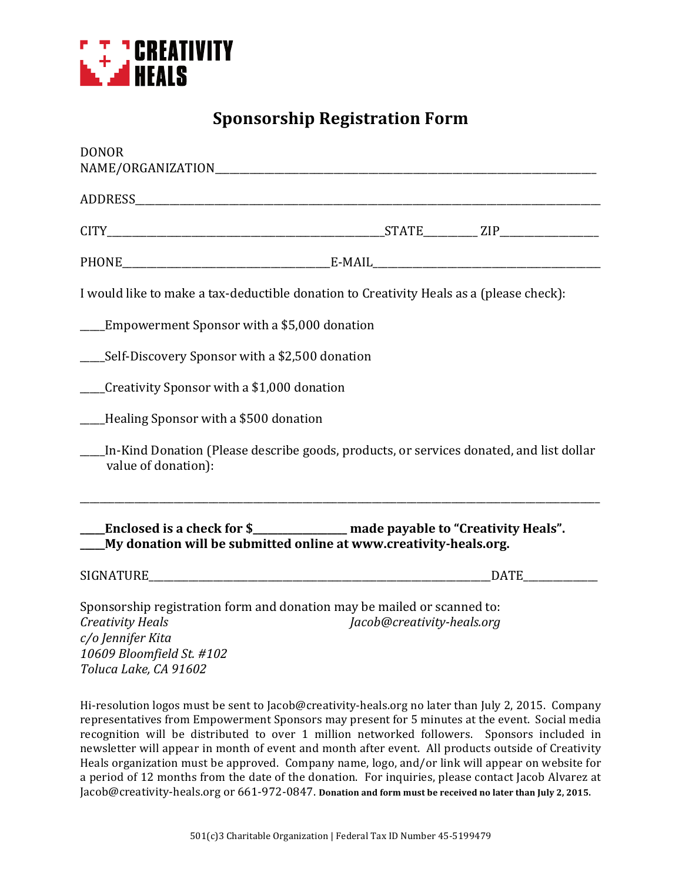CREATIVITY HEALS

# Sponsorship Registration Form

DONOR NAME/ORGANIZATION_______________________________________________

ADDRESS_______________________________________________

CITY_______________________________STATE_________ ZIP_________________

PHONE_________________________E-MAIL_________________________

I would like to make a tax-deductible donation to Creativity Heals as a (please check):

____Empowerment Sponsor with a $5,000 donation

____Self-Discovery Sponsor with a $2,500 donation

____Creativity Sponsor with a $1,000 donation

____Healing Sponsor with a $500 donation

____In-Kind Donation (Please describe goods, products, or services donated, and list dollar value of donation):

_______________________________________________

**____Enclosed is a check for $_________________ made payable to "Creativity Heals".**
**____My donation will be submitted online at www.creativity-heals.org.**

SIGNATURE_______________________________________________DATE_____________

Sponsorship registration form and donation may be mailed or scanned to:

*Creativity Heals*
*c/o Jennifer Kita*
*10609 Bloomfield St. #102*
*Toluca Lake, CA 91602*

*Jacob@creativity-heals.org*

Hi-resolution logos must be sent to Jacob@creativity-heals.org no later than July 2, 2015. Company representatives from Empowerment Sponsors may present for 5 minutes at the event. Social media recognition will be distributed to over 1 million networked followers. Sponsors included in newsletter will appear in month of event and month after event. All products outside of Creativity Heals organization must be approved. Company name, logo, and/or link will appear on website for a period of 12 months from the date of the donation. For inquiries, please contact Jacob Alvarez at Jacob@creativity-heals.org or 661-972-0847. **Donation and form must be received no later than July 2, 2015.**

501(c)3 Charitable Organization | Federal Tax ID Number 45-5199479